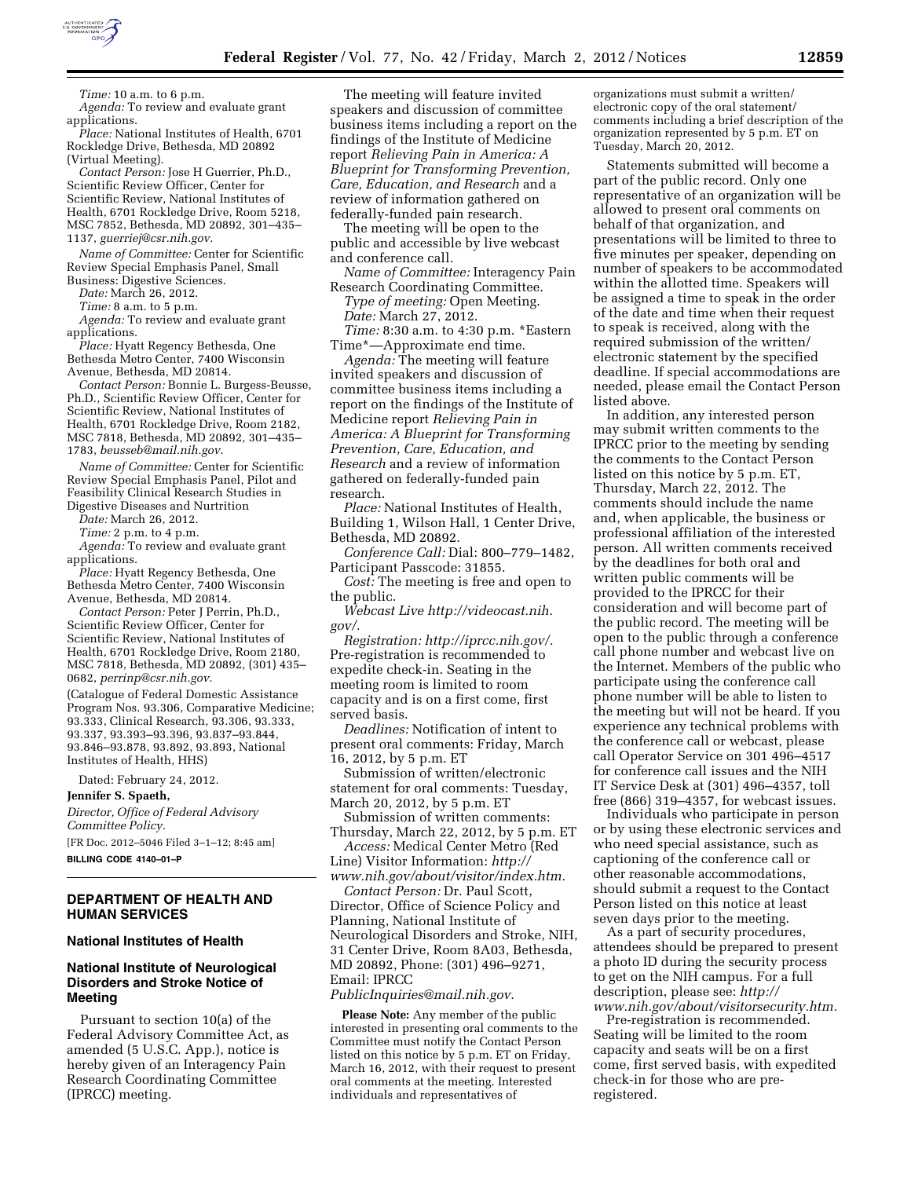*Time:* 10 a.m. to 6 p.m.

*Agenda:* To review and evaluate grant applications.

*Place:* National Institutes of Health, 6701 Rockledge Drive, Bethesda, MD 20892 (Virtual Meeting).

*Contact Person:* Jose H Guerrier, Ph.D., Scientific Review Officer, Center for Scientific Review, National Institutes of Health, 6701 Rockledge Drive, Room 5218, MSC 7852, Bethesda, MD 20892, 301–435–1137, *guerriej@csr.nih.gov.*

*Name of Committee:* Center for Scientific Review Special Emphasis Panel, Small Business: Digestive Sciences.

*Date:* March 26, 2012.

*Time:* 8 a.m. to 5 p.m.

*Agenda:* To review and evaluate grant applications.

*Place:* Hyatt Regency Bethesda, One Bethesda Metro Center, 7400 Wisconsin Avenue, Bethesda, MD 20814.

*Contact Person:* Bonnie L. Burgess-Beusse, Ph.D., Scientific Review Officer, Center for Scientific Review, National Institutes of Health, 6701 Rockledge Drive, Room 2182, MSC 7818, Bethesda, MD 20892, 301–435–1783, *beusseb@mail.nih.gov.*

*Name of Committee:* Center for Scientific Review Special Emphasis Panel, Pilot and Feasibility Clinical Research Studies in Digestive Diseases and Nurtrition

*Date:* March 26, 2012.

*Time:* 2 p.m. to 4 p.m.

*Agenda:* To review and evaluate grant applications.

*Place:* Hyatt Regency Bethesda, One Bethesda Metro Center, 7400 Wisconsin Avenue, Bethesda, MD 20814.

*Contact Person:* Peter J Perrin, Ph.D., Scientific Review Officer, Center for Scientific Review, National Institutes of Health, 6701 Rockledge Drive, Room 2180, MSC 7818, Bethesda, MD 20892, (301) 435–0682, *perrinp@csr.nih.gov.*

(Catalogue of Federal Domestic Assistance Program Nos. 93.306, Comparative Medicine; 93.333, Clinical Research, 93.306, 93.333, 93.337, 93.393–93.396, 93.837–93.844, 93.846–93.878, 93.892, 93.893, National Institutes of Health, HHS)

Dated: February 24, 2012.

**Jennifer S. Spaeth,**

*Director, Office of Federal Advisory Committee Policy.*

[FR Doc. 2012–5046 Filed 3–1–12; 8:45 am]

**BILLING CODE 4140–01–P**

## DEPARTMENT OF HEALTH AND HUMAN SERVICES

### National Institutes of Health

### National Institute of Neurological Disorders and Stroke Notice of Meeting

Pursuant to section 10(a) of the Federal Advisory Committee Act, as amended (5 U.S.C. App.), notice is hereby given of an Interagency Pain Research Coordinating Committee (IPRCC) meeting.

The meeting will feature invited speakers and discussion of committee business items including a report on the findings of the Institute of Medicine report *Relieving Pain in America: A Blueprint for Transforming Prevention, Care, Education, and Research* and a review of information gathered on federally-funded pain research.

The meeting will be open to the public and accessible by live webcast and conference call.

*Name of Committee:* Interagency Pain Research Coordinating Committee.

*Type of meeting:* Open Meeting.

*Date:* March 27, 2012.

*Time:* 8:30 a.m. to 4:30 p.m. *Eastern Time*—Approximate end time.

*Agenda:* The meeting will feature invited speakers and discussion of committee business items including a report on the findings of the Institute of Medicine report *Relieving Pain in America: A Blueprint for Transforming Prevention, Care, Education, and Research* and a review of information gathered on federally-funded pain research.

*Place:* National Institutes of Health, Building 1, Wilson Hall, 1 Center Drive, Bethesda, MD 20892.

*Conference Call:* Dial: 800–779–1482, Participant Passcode: 31855.

*Cost:* The meeting is free and open to the public.

*Webcast Live http://videocast.nih.gov/.*

*Registration: http://iprcc.nih.gov/.* Pre-registration is recommended to expedite check-in. Seating in the meeting room is limited to room capacity and is on a first come, first served basis.

*Deadlines:* Notification of intent to present oral comments: Friday, March 16, 2012, by 5 p.m. ET

Submission of written/electronic statement for oral comments: Tuesday, March 20, 2012, by 5 p.m. ET

Submission of written comments: Thursday, March 22, 2012, by 5 p.m. ET

*Access:* Medical Center Metro (Red Line) Visitor Information: *http://www.nih.gov/about/visitor/index.htm.*

*Contact Person:* Dr. Paul Scott, Director, Office of Science Policy and Planning, National Institute of Neurological Disorders and Stroke, NIH, 31 Center Drive, Room 8A03, Bethesda, MD 20892, Phone: (301) 496–9271, Email: IPRCC *PublicInquiries@mail.nih.gov.*

**Please Note:** Any member of the public interested in presenting oral comments to the Committee must notify the Contact Person listed on this notice by 5 p.m. ET on Friday, March 16, 2012, with their request to present oral comments at the meeting. Interested individuals and representatives of organizations must submit a written/electronic copy of the oral statement/comments including a brief description of the organization represented by 5 p.m. ET on Tuesday, March 20, 2012.

Statements submitted will become a part of the public record. Only one representative of an organization will be allowed to present oral comments on behalf of that organization, and presentations will be limited to three to five minutes per speaker, depending on number of speakers to be accommodated within the allotted time. Speakers will be assigned a time to speak in the order of the date and time when their request to speak is received, along with the required submission of the written/electronic statement by the specified deadline. If special accommodations are needed, please email the Contact Person listed above.

In addition, any interested person may submit written comments to the IPRCC prior to the meeting by sending the comments to the Contact Person listed on this notice by 5 p.m. ET, Thursday, March 22, 2012. The comments should include the name and, when applicable, the business or professional affiliation of the interested person. All written comments received by the deadlines for both oral and written public comments will be provided to the IPRCC for their consideration and will become part of the public record. The meeting will be open to the public through a conference call phone number and webcast live on the Internet. Members of the public who participate using the conference call phone number will be able to listen to the meeting but will not be heard. If you experience any technical problems with the conference call or webcast, please call Operator Service on 301 496–4517 for conference call issues and the NIH IT Service Desk at (301) 496–4357, toll free (866) 319–4357, for webcast issues.

Individuals who participate in person or by using these electronic services and who need special assistance, such as captioning of the conference call or other reasonable accommodations, should submit a request to the Contact Person listed on this notice at least seven days prior to the meeting.

As a part of security procedures, attendees should be prepared to present a photo ID during the security process to get on the NIH campus. For a full description, please see: *http://www.nih.gov/about/visitorsecurity.htm.*

Pre-registration is recommended. Seating will be limited to the room capacity and seats will be on a first come, first served basis, with expedited check-in for those who are pre-registered.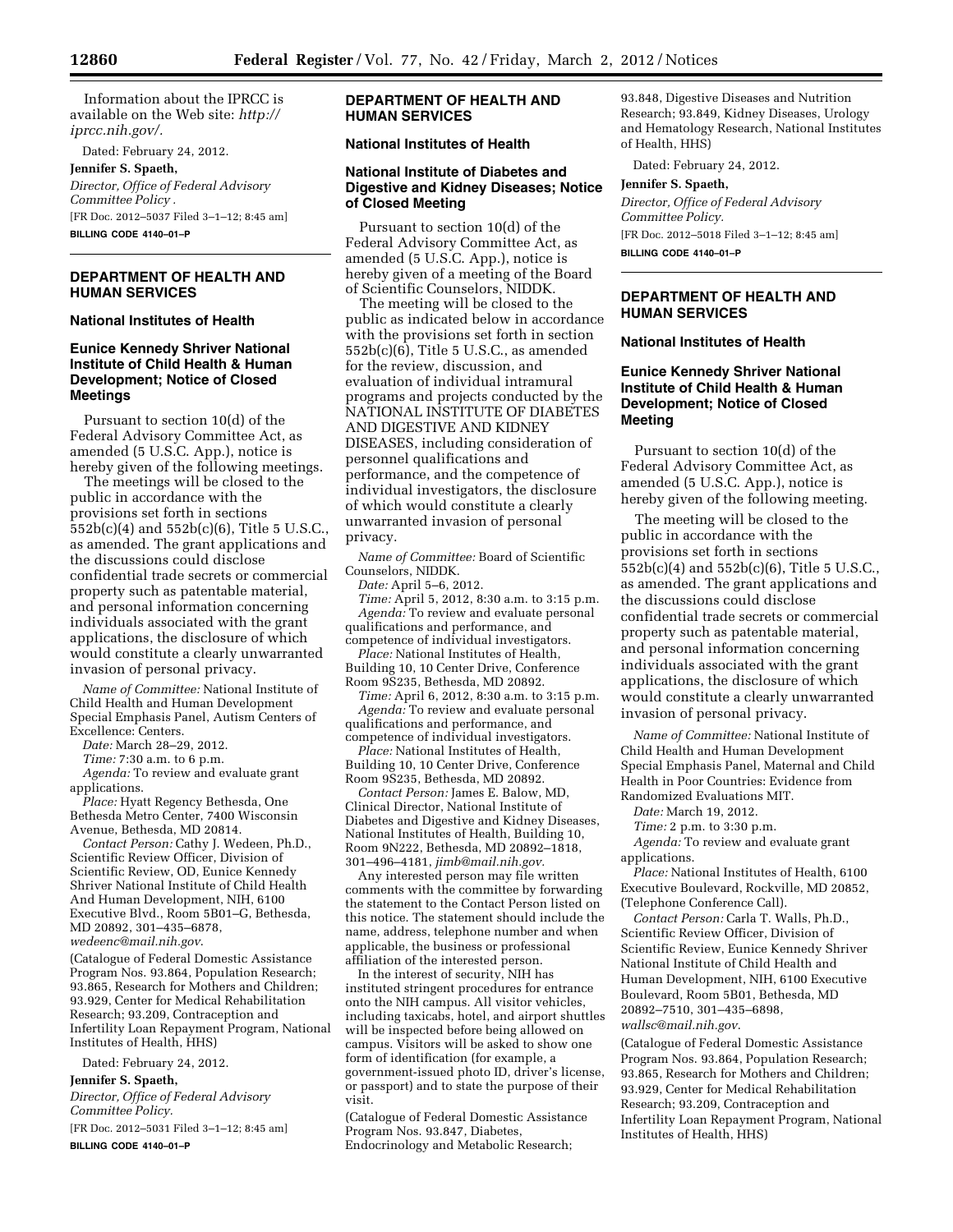Information about the IPRCC is available on the Web site: *http://iprcc.nih.gov/*.

Dated: February 24, 2012.

**Jennifer S. Spaeth,**

*Director, Office of Federal Advisory Committee Policy.*

[FR Doc. 2012–5037 Filed 3–1–12; 8:45 am]

**BILLING CODE 4140–01–P**

## DEPARTMENT OF HEALTH AND HUMAN SERVICES

### National Institutes of Health

### Eunice Kennedy Shriver National Institute of Child Health & Human Development; Notice of Closed Meetings

Pursuant to section 10(d) of the Federal Advisory Committee Act, as amended (5 U.S.C. App.), notice is hereby given of the following meetings.

The meetings will be closed to the public in accordance with the provisions set forth in sections 552b(c)(4) and 552b(c)(6), Title 5 U.S.C., as amended. The grant applications and the discussions could disclose confidential trade secrets or commercial property such as patentable material, and personal information concerning individuals associated with the grant applications, the disclosure of which would constitute a clearly unwarranted invasion of personal privacy.

*Name of Committee:* National Institute of Child Health and Human Development Special Emphasis Panel, Autism Centers of Excellence: Centers.

*Date:* March 28–29, 2012.

*Time:* 7:30 a.m. to 6 p.m.

*Agenda:* To review and evaluate grant applications.

*Place:* Hyatt Regency Bethesda, One Bethesda Metro Center, 7400 Wisconsin Avenue, Bethesda, MD 20814.

*Contact Person:* Cathy J. Wedeen, Ph.D., Scientific Review Officer, Division of Scientific Review, OD, Eunice Kennedy Shriver National Institute of Child Health And Human Development, NIH, 6100 Executive Blvd., Room 5B01–G, Bethesda, MD 20892, 301–435–6878, *wedeenc@mail.nih.gov*.

(Catalogue of Federal Domestic Assistance Program Nos. 93.864, Population Research; 93.865, Research for Mothers and Children; 93.929, Center for Medical Rehabilitation Research; 93.209, Contraception and Infertility Loan Repayment Program, National Institutes of Health, HHS)

Dated: February 24, 2012.

**Jennifer S. Spaeth,**

*Director, Office of Federal Advisory Committee Policy.*

[FR Doc. 2012–5031 Filed 3–1–12; 8:45 am]

**BILLING CODE 4140–01–P**

## DEPARTMENT OF HEALTH AND HUMAN SERVICES

### National Institutes of Health

### National Institute of Diabetes and Digestive and Kidney Diseases; Notice of Closed Meeting

Pursuant to section 10(d) of the Federal Advisory Committee Act, as amended (5 U.S.C. App.), notice is hereby given of a meeting of the Board of Scientific Counselors, NIDDK.

The meeting will be closed to the public as indicated below in accordance with the provisions set forth in section 552b(c)(6), Title 5 U.S.C., as amended for the review, discussion, and evaluation of individual intramural programs and projects conducted by the NATIONAL INSTITUTE OF DIABETES AND DIGESTIVE AND KIDNEY DISEASES, including consideration of personnel qualifications and performance, and the competence of individual investigators, the disclosure of which would constitute a clearly unwarranted invasion of personal privacy.

*Name of Committee:* Board of Scientific Counselors, NIDDK.

*Date:* April 5–6, 2012.

*Time:* April 5, 2012, 8:30 a.m. to 3:15 p.m.

*Agenda:* To review and evaluate personal qualifications and performance, and competence of individual investigators.

*Place:* National Institutes of Health, Building 10, 10 Center Drive, Conference Room 9S235, Bethesda, MD 20892.

*Time:* April 6, 2012, 8:30 a.m. to 3:15 p.m.

*Agenda:* To review and evaluate personal qualifications and performance, and competence of individual investigators.

*Place:* National Institutes of Health, Building 10, 10 Center Drive, Conference Room 9S235, Bethesda, MD 20892.

*Contact Person:* James E. Balow, MD, Clinical Director, National Institute of Diabetes and Digestive and Kidney Diseases, National Institutes of Health, Building 10, Room 9N222, Bethesda, MD 20892–1818, 301–496–4181, *jimb@mail.nih.gov.*

Any interested person may file written comments with the committee by forwarding the statement to the Contact Person listed on this notice. The statement should include the name, address, telephone number and when applicable, the business or professional affiliation of the interested person.

In the interest of security, NIH has instituted stringent procedures for entrance onto the NIH campus. All visitor vehicles, including taxicabs, hotel, and airport shuttles will be inspected before being allowed on campus. Visitors will be asked to show one form of identification (for example, a government-issued photo ID, driver's license, or passport) and to state the purpose of their visit.

(Catalogue of Federal Domestic Assistance Program Nos. 93.847, Diabetes, Endocrinology and Metabolic Research; 93.848, Digestive Diseases and Nutrition Research; 93.849, Kidney Diseases, Urology and Hematology Research, National Institutes of Health, HHS)

Dated: February 24, 2012.

**Jennifer S. Spaeth,**

*Director, Office of Federal Advisory Committee Policy.*

[FR Doc. 2012–5018 Filed 3–1–12; 8:45 am]

**BILLING CODE 4140–01–P**

## DEPARTMENT OF HEALTH AND HUMAN SERVICES

### National Institutes of Health

### Eunice Kennedy Shriver National Institute of Child Health & Human Development; Notice of Closed Meeting

Pursuant to section 10(d) of the Federal Advisory Committee Act, as amended (5 U.S.C. App.), notice is hereby given of the following meeting.

The meeting will be closed to the public in accordance with the provisions set forth in sections 552b(c)(4) and 552b(c)(6), Title 5 U.S.C., as amended. The grant applications and the discussions could disclose confidential trade secrets or commercial property such as patentable material, and personal information concerning individuals associated with the grant applications, the disclosure of which would constitute a clearly unwarranted invasion of personal privacy.

*Name of Committee:* National Institute of Child Health and Human Development Special Emphasis Panel, Maternal and Child Health in Poor Countries: Evidence from Randomized Evaluations MIT.

*Date:* March 19, 2012.

*Time:* 2 p.m. to 3:30 p.m.

*Agenda:* To review and evaluate grant applications.

*Place:* National Institutes of Health, 6100 Executive Boulevard, Rockville, MD 20852, (Telephone Conference Call).

*Contact Person:* Carla T. Walls, Ph.D., Scientific Review Officer, Division of Scientific Review, Eunice Kennedy Shriver National Institute of Child Health and Human Development, NIH, 6100 Executive Boulevard, Room 5B01, Bethesda, MD 20892–7510, 301–435–6898, *wallsc@mail.nih.gov*.

(Catalogue of Federal Domestic Assistance Program Nos. 93.864, Population Research; 93.865, Research for Mothers and Children; 93.929, Center for Medical Rehabilitation Research; 93.209, Contraception and Infertility Loan Repayment Program, National Institutes of Health, HHS)